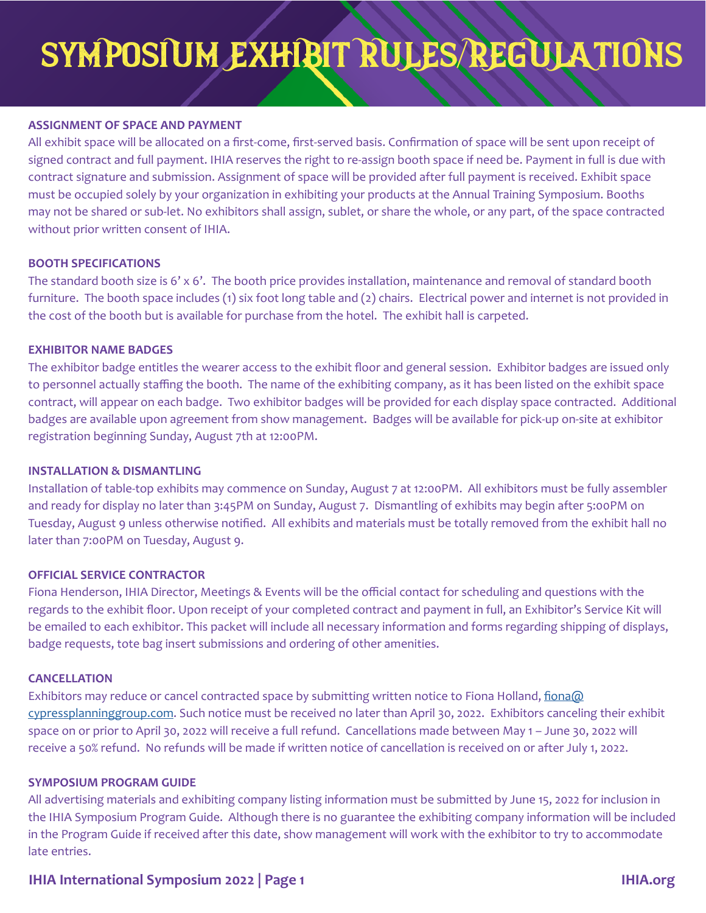# SYMPOSIUM EXHIBIT RULES/REGULATIONS

**ASSIGNMENT OF SPACE AND PAYMENT**

All exhibit space will be allocated on a first-come, first-served basis. Confirmation of space will be sent upon receipt of signed contract and full payment. IHIA reserves the right to re-assign booth space if need be. Payment in full is due with contract signature and submission. Assignment of space will be provided after full payment is received. Exhibit space must be occupied solely by your organization in exhibiting your products at the Annual Training Symposium. Booths may not be shared or sub-let. No exhibitors shall assign, sublet, or share the whole, or any part, of the space contracted without prior written consent of IHIA.

**BOOTH SPECIFICATIONS**

The standard booth size is 6' x 6'. The booth price provides installation, maintenance and removal of standard booth furniture. The booth space includes (1) six foot long table and (2) chairs. Electrical power and internet is not provided in the cost of the booth but is available for purchase from the hotel. The exhibit hall is carpeted.

**EXHIBITOR NAME BADGES**

The exhibitor badge entitles the wearer access to the exhibit floor and general session. Exhibitor badges are issued only to personnel actually staffing the booth. The name of the exhibiting company, as it has been listed on the exhibit space contract, will appear on each badge. Two exhibitor badges will be provided for each display space contracted. Additional badges are available upon agreement from show management. Badges will be available for pick-up on-site at exhibitor registration beginning Sunday, August 7th at 12:00PM.

**INSTALLATION & DISMANTLING**

Installation of table-top exhibits may commence on Sunday, August 7 at 12:00PM. All exhibitors must be fully assembler and ready for display no later than 3:45PM on Sunday, August 7. Dismantling of exhibits may begin after 5:00PM on Tuesday, August 9 unless otherwise notified. All exhibits and materials must be totally removed from the exhibit hall no later than 7:00PM on Tuesday, August 9.

**OFFICIAL SERVICE CONTRACTOR**

Fiona Henderson, IHIA Director, Meetings & Events will be the official contact for scheduling and questions with the regards to the exhibit floor. Upon receipt of your completed contract and payment in full, an Exhibitor's Service Kit will be emailed to each exhibitor. This packet will include all necessary information and forms regarding shipping of displays, badge requests, tote bag insert submissions and ordering of other amenities.

**CANCELLATION**

Exhibitors may reduce or cancel contracted space by submitting written notice to Fiona Holland, fiona@cypressplanninggroup.com. Such notice must be received no later than April 30, 2022. Exhibitors canceling their exhibit space on or prior to April 30, 2022 will receive a full refund. Cancellations made between May 1 – June 30, 2022 will receive a 50% refund. No refunds will be made if written notice of cancellation is received on or after July 1, 2022.

**SYMPOSIUM PROGRAM GUIDE**

All advertising materials and exhibiting company listing information must be submitted by June 15, 2022 for inclusion in the IHIA Symposium Program Guide. Although there is no guarantee the exhibiting company information will be included in the Program Guide if received after this date, show management will work with the exhibitor to try to accommodate late entries.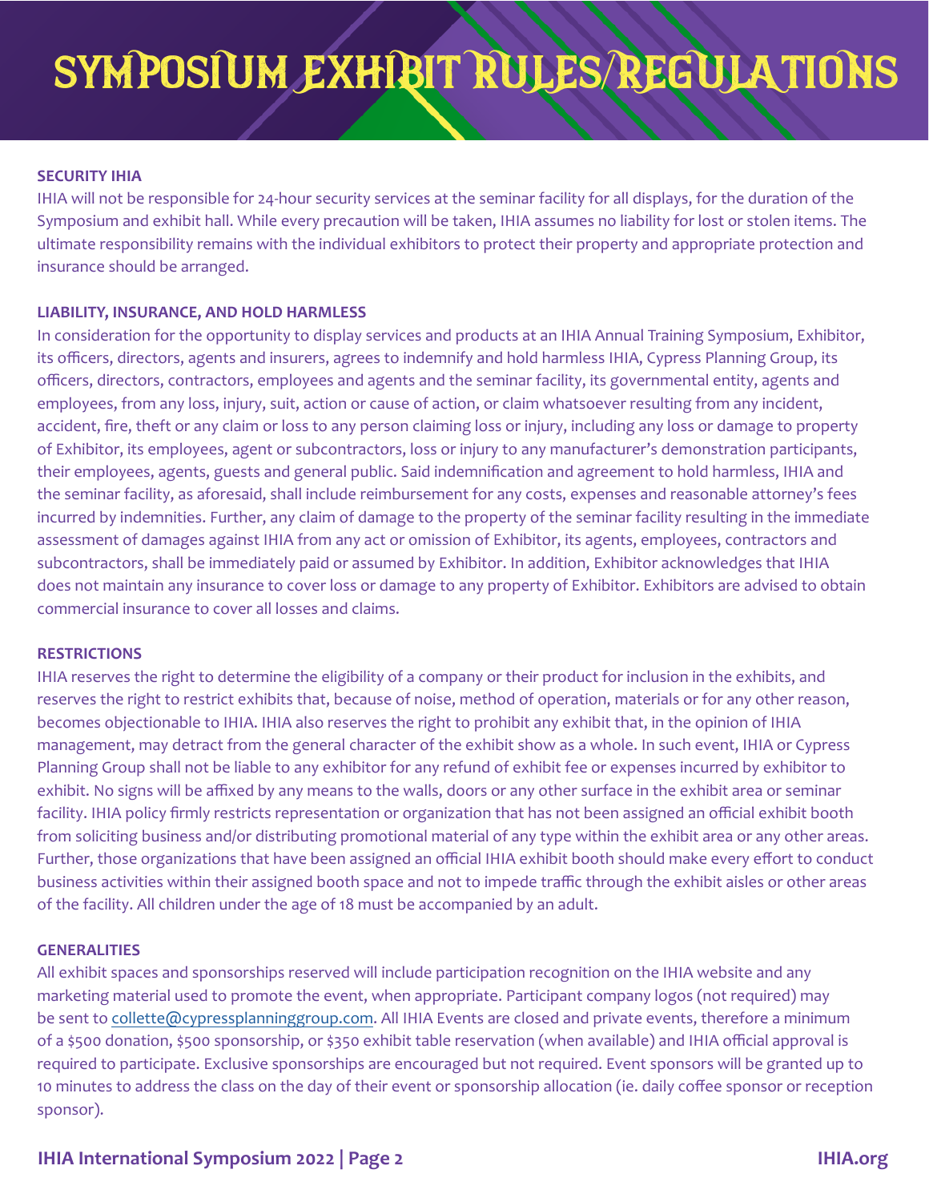# SYMPOSIUM EXHIBIT RULES/REGULATIONS

**SECURITY IHIA**

IHIA will not be responsible for 24-hour security services at the seminar facility for all displays, for the duration of the Symposium and exhibit hall. While every precaution will be taken, IHIA assumes no liability for lost or stolen items. The ultimate responsibility remains with the individual exhibitors to protect their property and appropriate protection and insurance should be arranged.

**LIABILITY, INSURANCE, AND HOLD HARMLESS**

In consideration for the opportunity to display services and products at an IHIA Annual Training Symposium, Exhibitor, its officers, directors, agents and insurers, agrees to indemnify and hold harmless IHIA, Cypress Planning Group, its officers, directors, contractors, employees and agents and the seminar facility, its governmental entity, agents and employees, from any loss, injury, suit, action or cause of action, or claim whatsoever resulting from any incident, accident, fire, theft or any claim or loss to any person claiming loss or injury, including any loss or damage to property of Exhibitor, its employees, agent or subcontractors, loss or injury to any manufacturer's demonstration participants, their employees, agents, guests and general public. Said indemnification and agreement to hold harmless, IHIA and the seminar facility, as aforesaid, shall include reimbursement for any costs, expenses and reasonable attorney's fees incurred by indemnities. Further, any claim of damage to the property of the seminar facility resulting in the immediate assessment of damages against IHIA from any act or omission of Exhibitor, its agents, employees, contractors and subcontractors, shall be immediately paid or assumed by Exhibitor. In addition, Exhibitor acknowledges that IHIA does not maintain any insurance to cover loss or damage to any property of Exhibitor. Exhibitors are advised to obtain commercial insurance to cover all losses and claims.

**RESTRICTIONS**

IHIA reserves the right to determine the eligibility of a company or their product for inclusion in the exhibits, and reserves the right to restrict exhibits that, because of noise, method of operation, materials or for any other reason, becomes objectionable to IHIA. IHIA also reserves the right to prohibit any exhibit that, in the opinion of IHIA management, may detract from the general character of the exhibit show as a whole. In such event, IHIA or Cypress Planning Group shall not be liable to any exhibitor for any refund of exhibit fee or expenses incurred by exhibitor to exhibit. No signs will be affixed by any means to the walls, doors or any other surface in the exhibit area or seminar facility. IHIA policy firmly restricts representation or organization that has not been assigned an official exhibit booth from soliciting business and/or distributing promotional material of any type within the exhibit area or any other areas. Further, those organizations that have been assigned an official IHIA exhibit booth should make every effort to conduct business activities within their assigned booth space and not to impede traffic through the exhibit aisles or other areas of the facility. All children under the age of 18 must be accompanied by an adult.

**GENERALITIES**

All exhibit spaces and sponsorships reserved will include participation recognition on the IHIA website and any marketing material used to promote the event, when appropriate. Participant company logos (not required) may be sent to collette@cypressplanninggroup.com. All IHIA Events are closed and private events, therefore a minimum of a $500 donation, $500 sponsorship, or $350 exhibit table reservation (when available) and IHIA official approval is required to participate. Exclusive sponsorships are encouraged but not required. Event sponsors will be granted up to 10 minutes to address the class on the day of their event or sponsorship allocation (ie. daily coffee sponsor or reception sponsor).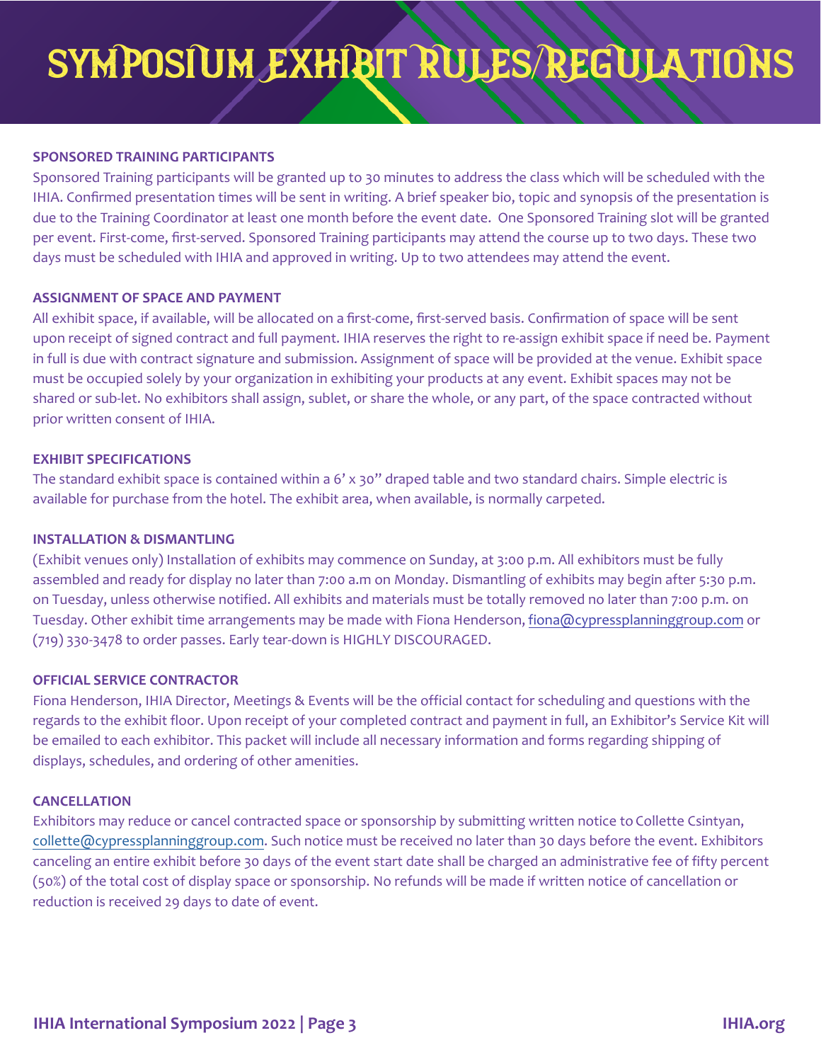# SYMPOSIUM EXHIBIT RULES/REGULATIONS

**SPONSORED TRAINING PARTICIPANTS**

Sponsored Training participants will be granted up to 30 minutes to address the class which will be scheduled with the IHIA. Confirmed presentation times will be sent in writing. A brief speaker bio, topic and synopsis of the presentation is due to the Training Coordinator at least one month before the event date. One Sponsored Training slot will be granted per event. First-come, first-served. Sponsored Training participants may attend the course up to two days. These two days must be scheduled with IHIA and approved in writing. Up to two attendees may attend the event.

**ASSIGNMENT OF SPACE AND PAYMENT**

All exhibit space, if available, will be allocated on a first-come, first-served basis. Confirmation of space will be sent upon receipt of signed contract and full payment. IHIA reserves the right to re-assign exhibit space if need be. Payment in full is due with contract signature and submission. Assignment of space will be provided at the venue. Exhibit space must be occupied solely by your organization in exhibiting your products at any event. Exhibit spaces may not be shared or sub-let. No exhibitors shall assign, sublet, or share the whole, or any part, of the space contracted without prior written consent of IHIA.

**EXHIBIT SPECIFICATIONS**

The standard exhibit space is contained within a 6' x 30" draped table and two standard chairs. Simple electric is available for purchase from the hotel. The exhibit area, when available, is normally carpeted.

**INSTALLATION & DISMANTLING**

(Exhibit venues only) Installation of exhibits may commence on Sunday, at 3:00 p.m. All exhibitors must be fully assembled and ready for display no later than 7:00 a.m on Monday. Dismantling of exhibits may begin after 5:30 p.m. on Tuesday, unless otherwise notified. All exhibits and materials must be totally removed no later than 7:00 p.m. on Tuesday. Other exhibit time arrangements may be made with Fiona Henderson, fiona@cypressplanninggroup.com or (719) 330-3478 to order passes. Early tear-down is HIGHLY DISCOURAGED.

**OFFICIAL SERVICE CONTRACTOR**

Fiona Henderson, IHIA Director, Meetings & Events will be the official contact for scheduling and questions with the regards to the exhibit floor. Upon receipt of your completed contract and payment in full, an Exhibitor's Service Kit will be emailed to each exhibitor. This packet will include all necessary information and forms regarding shipping of displays, schedules, and ordering of other amenities.

**CANCELLATION**

Exhibitors may reduce or cancel contracted space or sponsorship by submitting written notice to Collette Csintyan, collette@cypressplanninggroup.com. Such notice must be received no later than 30 days before the event. Exhibitors canceling an entire exhibit before 30 days of the event start date shall be charged an administrative fee of fifty percent (50%) of the total cost of display space or sponsorship. No refunds will be made if written notice of cancellation or reduction is received 29 days to date of event.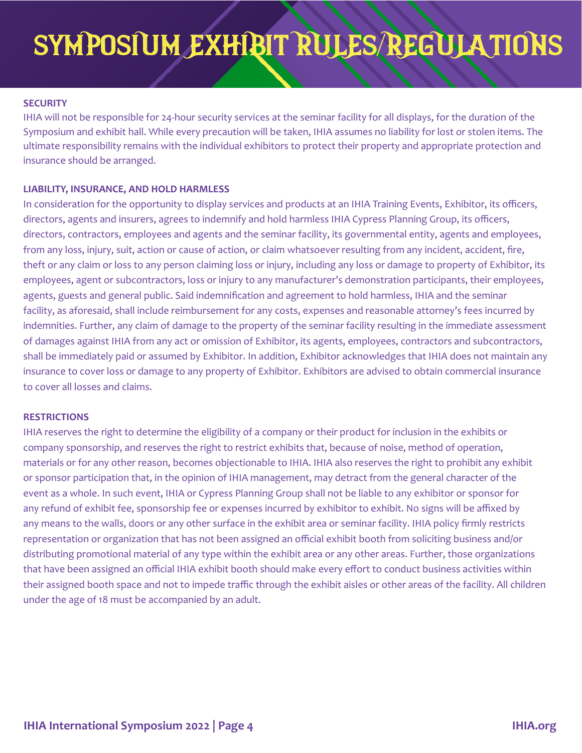# SYMPOSIUM EXHIBIT RULES/REGULATIONS

**SECURITY**

IHIA will not be responsible for 24-hour security services at the seminar facility for all displays, for the duration of the Symposium and exhibit hall. While every precaution will be taken, IHIA assumes no liability for lost or stolen items. The ultimate responsibility remains with the individual exhibitors to protect their property and appropriate protection and insurance should be arranged.

**LIABILITY, INSURANCE, AND HOLD HARMLESS**

In consideration for the opportunity to display services and products at an IHIA Training Events, Exhibitor, its officers, directors, agents and insurers, agrees to indemnify and hold harmless IHIA Cypress Planning Group, its officers, directors, contractors, employees and agents and the seminar facility, its governmental entity, agents and employees, from any loss, injury, suit, action or cause of action, or claim whatsoever resulting from any incident, accident, fire, theft or any claim or loss to any person claiming loss or injury, including any loss or damage to property of Exhibitor, its employees, agent or subcontractors, loss or injury to any manufacturer's demonstration participants, their employees, agents, guests and general public. Said indemnification and agreement to hold harmless, IHIA and the seminar facility, as aforesaid, shall include reimbursement for any costs, expenses and reasonable attorney's fees incurred by indemnities. Further, any claim of damage to the property of the seminar facility resulting in the immediate assessment of damages against IHIA from any act or omission of Exhibitor, its agents, employees, contractors and subcontractors, shall be immediately paid or assumed by Exhibitor. In addition, Exhibitor acknowledges that IHIA does not maintain any insurance to cover loss or damage to any property of Exhibitor. Exhibitors are advised to obtain commercial insurance to cover all losses and claims.

**RESTRICTIONS**

IHIA reserves the right to determine the eligibility of a company or their product for inclusion in the exhibits or company sponsorship, and reserves the right to restrict exhibits that, because of noise, method of operation, materials or for any other reason, becomes objectionable to IHIA. IHIA also reserves the right to prohibit any exhibit or sponsor participation that, in the opinion of IHIA management, may detract from the general character of the event as a whole. In such event, IHIA or Cypress Planning Group shall not be liable to any exhibitor or sponsor for any refund of exhibit fee, sponsorship fee or expenses incurred by exhibitor to exhibit. No signs will be affixed by any means to the walls, doors or any other surface in the exhibit area or seminar facility. IHIA policy firmly restricts representation or organization that has not been assigned an official exhibit booth from soliciting business and/or distributing promotional material of any type within the exhibit area or any other areas. Further, those organizations that have been assigned an official IHIA exhibit booth should make every effort to conduct business activities within their assigned booth space and not to impede traffic through the exhibit aisles or other areas of the facility. All children under the age of 18 must be accompanied by an adult.